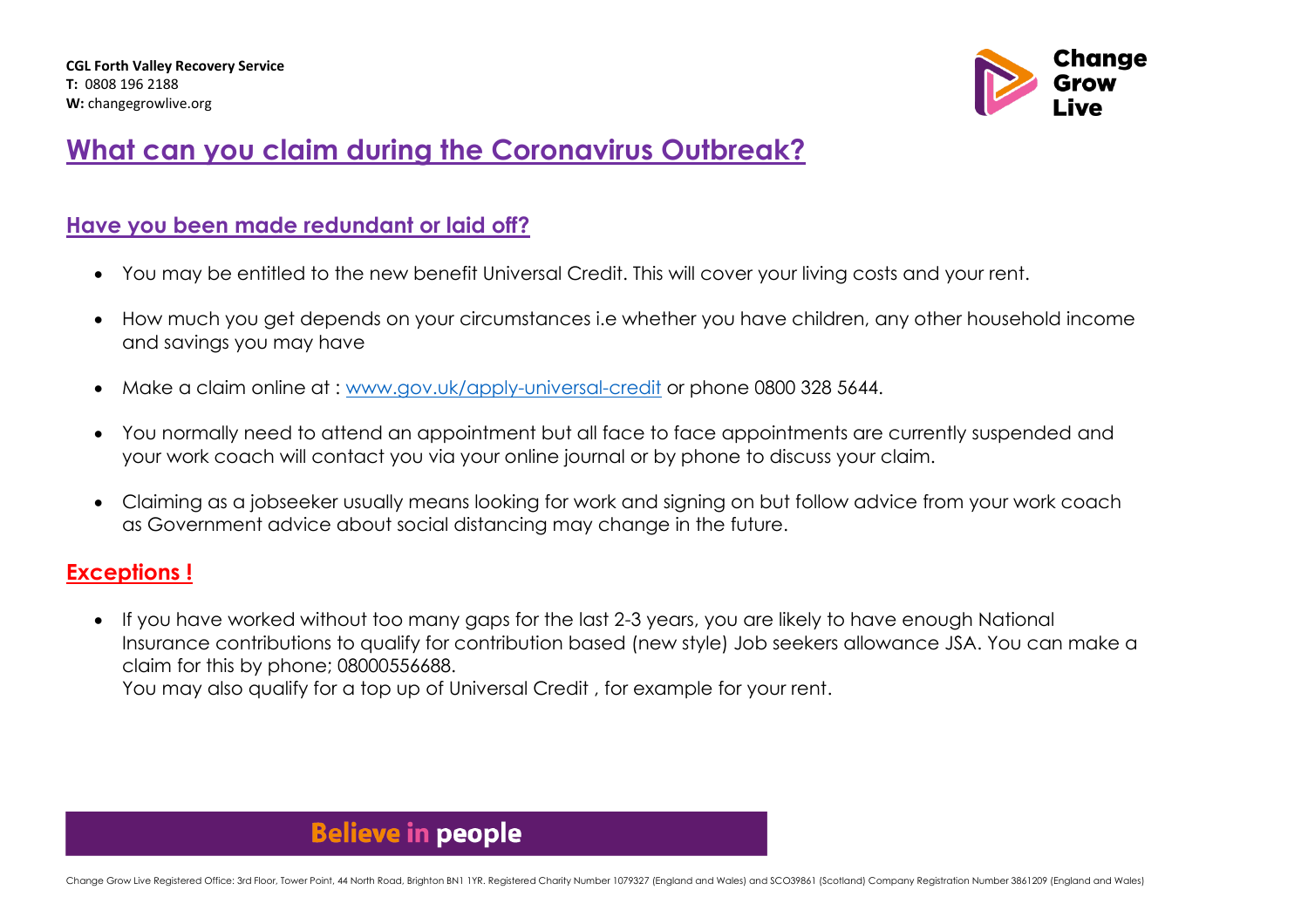**CGL Forth Valley Recovery Service**
**T:** 0808 196 2188
**W:** changegrowlive.org

# What can you claim during the Coronavirus Outbreak?

## Have you been made redundant or laid off?

- You may be entitled to the new benefit Universal Credit. This will cover your living costs and your rent.
- How much you get depends on your circumstances i.e whether you have children, any other household income and savings you may have
- Make a claim online at : [www.gov.uk/apply-universal-credit](www.gov.uk/apply-universal-credit) or phone 0800 328 5644.
- You normally need to attend an appointment but all face to face appointments are currently suspended and your work coach will contact you via your online journal or by phone to discuss your claim.
- Claiming as a jobseeker usually means looking for work and signing on but follow advice from your work coach as Government advice about social distancing may change in the future.

## Exceptions !

- If you have worked without too many gaps for the last 2-3 years, you are likely to have enough National Insurance contributions to qualify for contribution based (new style) Job seekers allowance JSA. You can make a claim for this by phone; 08000556688.
  You may also qualify for a top up of Universal Credit , for example for your rent.

**Believe in people**

Change Grow Live Registered Office: 3rd Floor, Tower Point, 44 North Road, Brighton BN1 1YR. Registered Charity Number 1079327 (England and Wales) and SCO39861 (Scotland) Company Registration Number 3861209 (England and Wales)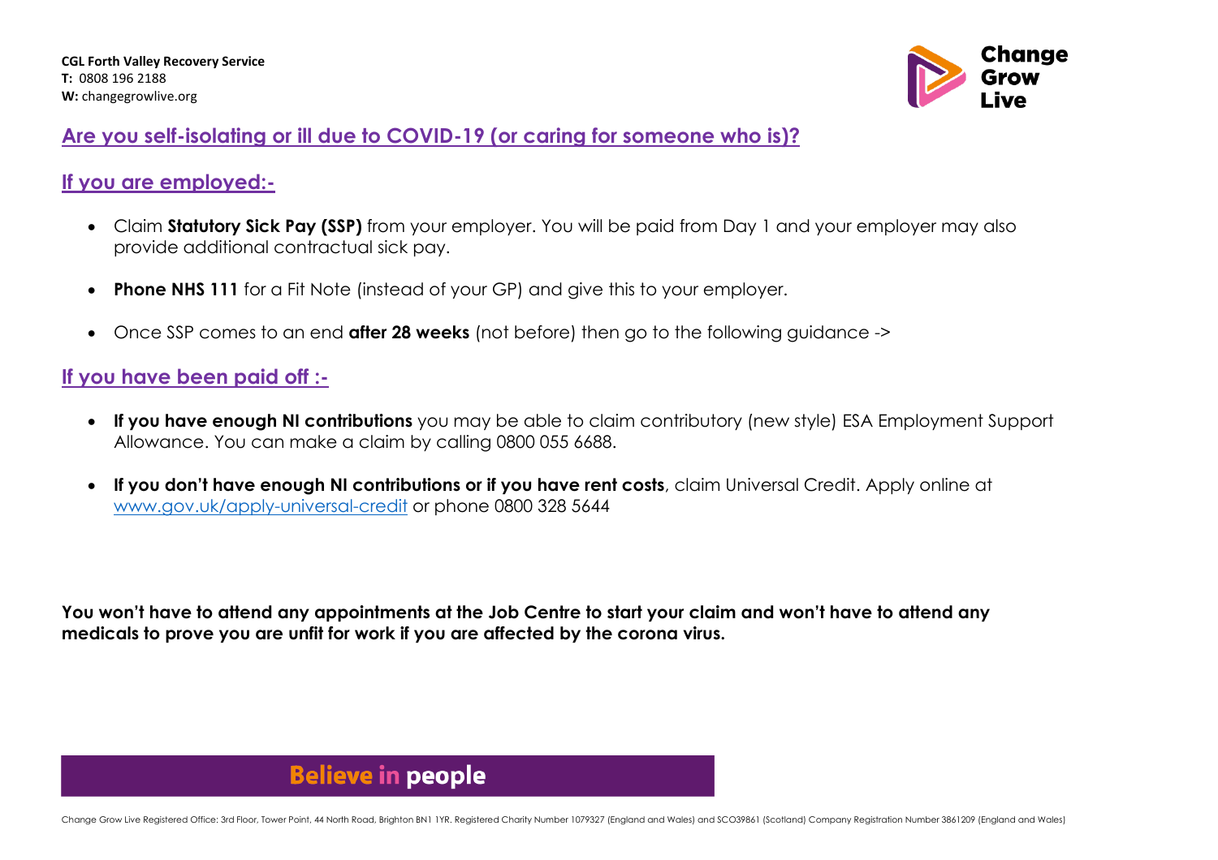**CGL Forth Valley Recovery Service**
**T:** 0808 196 2188
**W:** changegrowlive.org

## Are you self-isolating or ill due to COVID-19 (or caring for someone who is)?

### If you are employed:-

- Claim **Statutory Sick Pay (SSP)** from your employer. You will be paid from Day 1 and your employer may also provide additional contractual sick pay.
- **Phone NHS 111** for a Fit Note (instead of your GP) and give this to your employer.
- Once SSP comes to an end **after 28 weeks** (not before) then go to the following guidance ->

### If you have been paid off :-

- **If you have enough NI contributions** you may be able to claim contributory (new style) ESA Employment Support Allowance. You can make a claim by calling 0800 055 6688.
- **If you don't have enough NI contributions or if you have rent costs**, claim Universal Credit. Apply online at www.gov.uk/apply-universal-credit or phone 0800 328 5644

**You won't have to attend any appointments at the Job Centre to start your claim and won't have to attend any medicals to prove you are unfit for work if you are affected by the corona virus.**

**Believe in people**

Change Grow Live Registered Office: 3rd Floor, Tower Point, 44 North Road, Brighton BN1 1YR. Registered Charity Number 1079327 (England and Wales) and SCO39861 (Scotland) Company Registration Number 3861209 (England and Wales)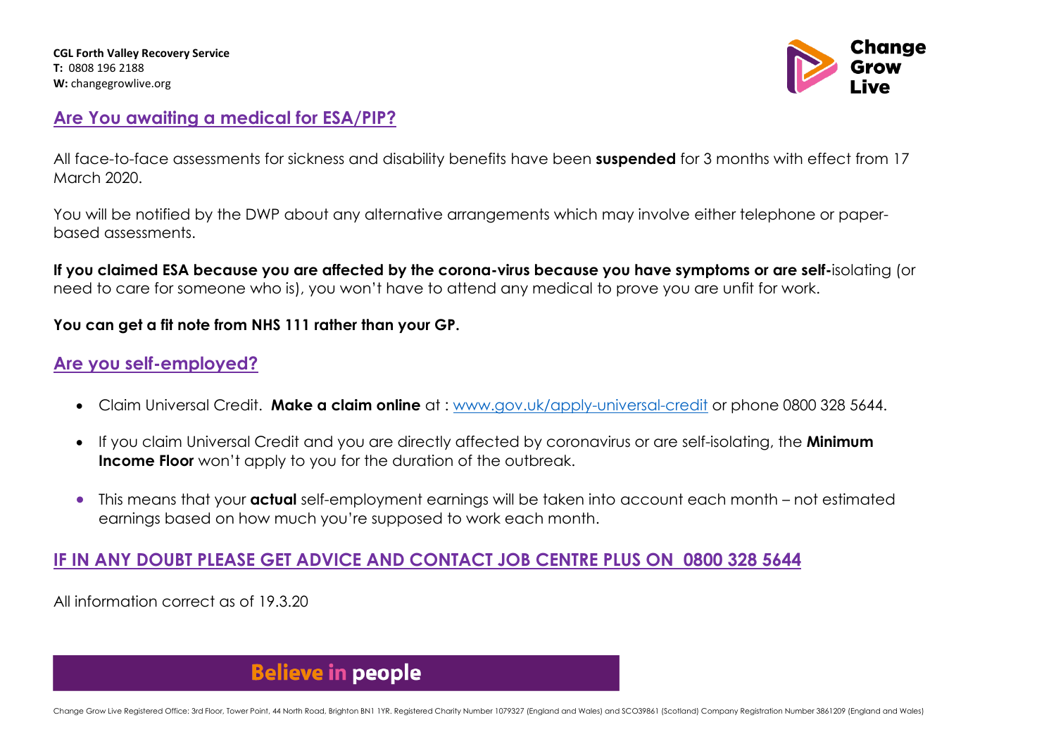**CGL Forth Valley Recovery Service**
**T:** 0808 196 2188
**W:** changegrowlive.org

## Are You awaiting a medical for ESA/PIP?

All face-to-face assessments for sickness and disability benefits have been **suspended** for 3 months with effect from 17 March 2020.

You will be notified by the DWP about any alternative arrangements which may involve either telephone or paper-based assessments.

**If you claimed ESA because you are affected by the corona-virus because you have symptoms or are self-**isolating (or need to care for someone who is), you won't have to attend any medical to prove you are unfit for work.

**You can get a fit note from NHS 111 rather than your GP.**

## Are you self-employed?

- Claim Universal Credit. **Make a claim online** at : www.gov.uk/apply-universal-credit or phone 0800 328 5644.
- If you claim Universal Credit and you are directly affected by coronavirus or are self-isolating, the **Minimum Income Floor** won't apply to you for the duration of the outbreak.
- This means that your **actual** self-employment earnings will be taken into account each month – not estimated earnings based on how much you're supposed to work each month.

## IF IN ANY DOUBT PLEASE GET ADVICE AND CONTACT JOB CENTRE PLUS ON 0800 328 5644

All information correct as of 19.3.20

**Believe in people**

Change Grow Live Registered Office: 3rd Floor, Tower Point, 44 North Road, Brighton BN1 1YR. Registered Charity Number 1079327 (England and Wales) and SCO39861 (Scotland) Company Registration Number 3861209 (England and Wales)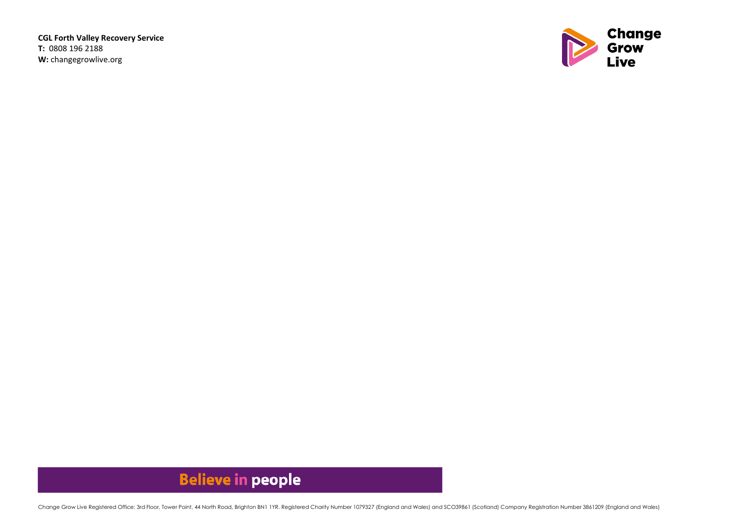**CGL Forth Valley Recovery Service**
**T:** 0808 196 2188
**W:** changegrowlive.org

Change Grow Live

Believe in people

Change Grow Live Registered Office: 3rd Floor, Tower Point, 44 North Road, Brighton BN1 1YR. Registered Charity Number 1079327 (England and Wales) and SCO39861 (Scotland) Company Registration Number 3861209 (England and Wales)